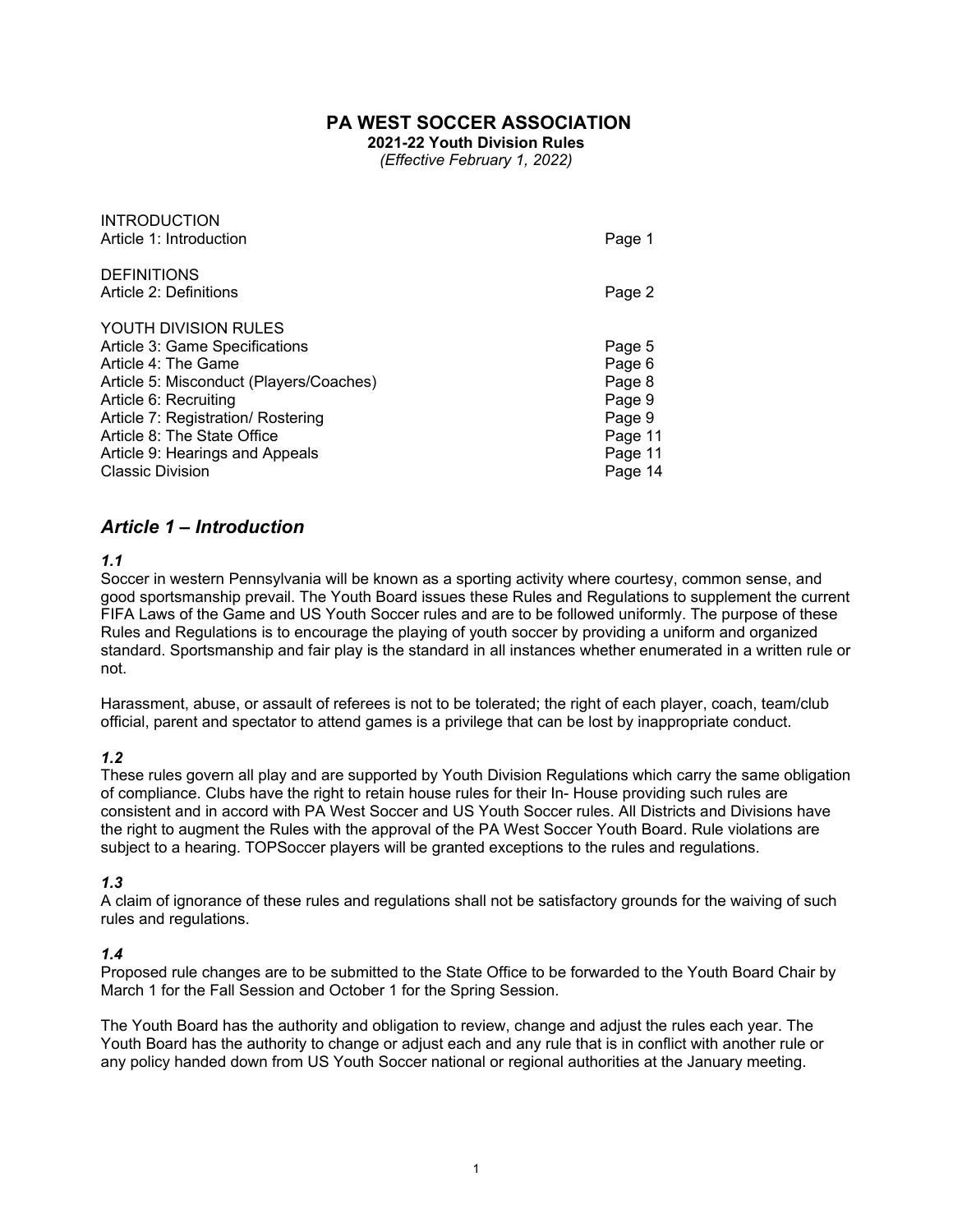# PA WEST SOCCER ASSOCIATION

**2021-22 Youth Division Rules**

*(Effective February 1, 2022)*

| | |
|---|---|
| INTRODUCTION | |
| Article 1: Introduction | Page 1 |
| DEFINITIONS | |
| Article 2: Definitions | Page 2 |
| YOUTH DIVISION RULES | |
| Article 3: Game Specifications | Page 5 |
| Article 4: The Game | Page 6 |
| Article 5: Misconduct (Players/Coaches) | Page 8 |
| Article 6: Recruiting | Page 9 |
| Article 7: Registration/ Rostering | Page 9 |
| Article 8: The State Office | Page 11 |
| Article 9: Hearings and Appeals | Page 11 |
| Classic Division | Page 14 |

## *Article 1 – Introduction*

### *1.1*

Soccer in western Pennsylvania will be known as a sporting activity where courtesy, common sense, and good sportsmanship prevail. The Youth Board issues these Rules and Regulations to supplement the current FIFA Laws of the Game and US Youth Soccer rules and are to be followed uniformly. The purpose of these Rules and Regulations is to encourage the playing of youth soccer by providing a uniform and organized standard. Sportsmanship and fair play is the standard in all instances whether enumerated in a written rule or not.

Harassment, abuse, or assault of referees is not to be tolerated; the right of each player, coach, team/club official, parent and spectator to attend games is a privilege that can be lost by inappropriate conduct.

### *1.2*

These rules govern all play and are supported by Youth Division Regulations which carry the same obligation of compliance. Clubs have the right to retain house rules for their In- House providing such rules are consistent and in accord with PA West Soccer and US Youth Soccer rules. All Districts and Divisions have the right to augment the Rules with the approval of the PA West Soccer Youth Board. Rule violations are subject to a hearing. TOPSoccer players will be granted exceptions to the rules and regulations.

### *1.3*

A claim of ignorance of these rules and regulations shall not be satisfactory grounds for the waiving of such rules and regulations.

### *1.4*

Proposed rule changes are to be submitted to the State Office to be forwarded to the Youth Board Chair by March 1 for the Fall Session and October 1 for the Spring Session.

The Youth Board has the authority and obligation to review, change and adjust the rules each year. The Youth Board has the authority to change or adjust each and any rule that is in conflict with another rule or any policy handed down from US Youth Soccer national or regional authorities at the January meeting.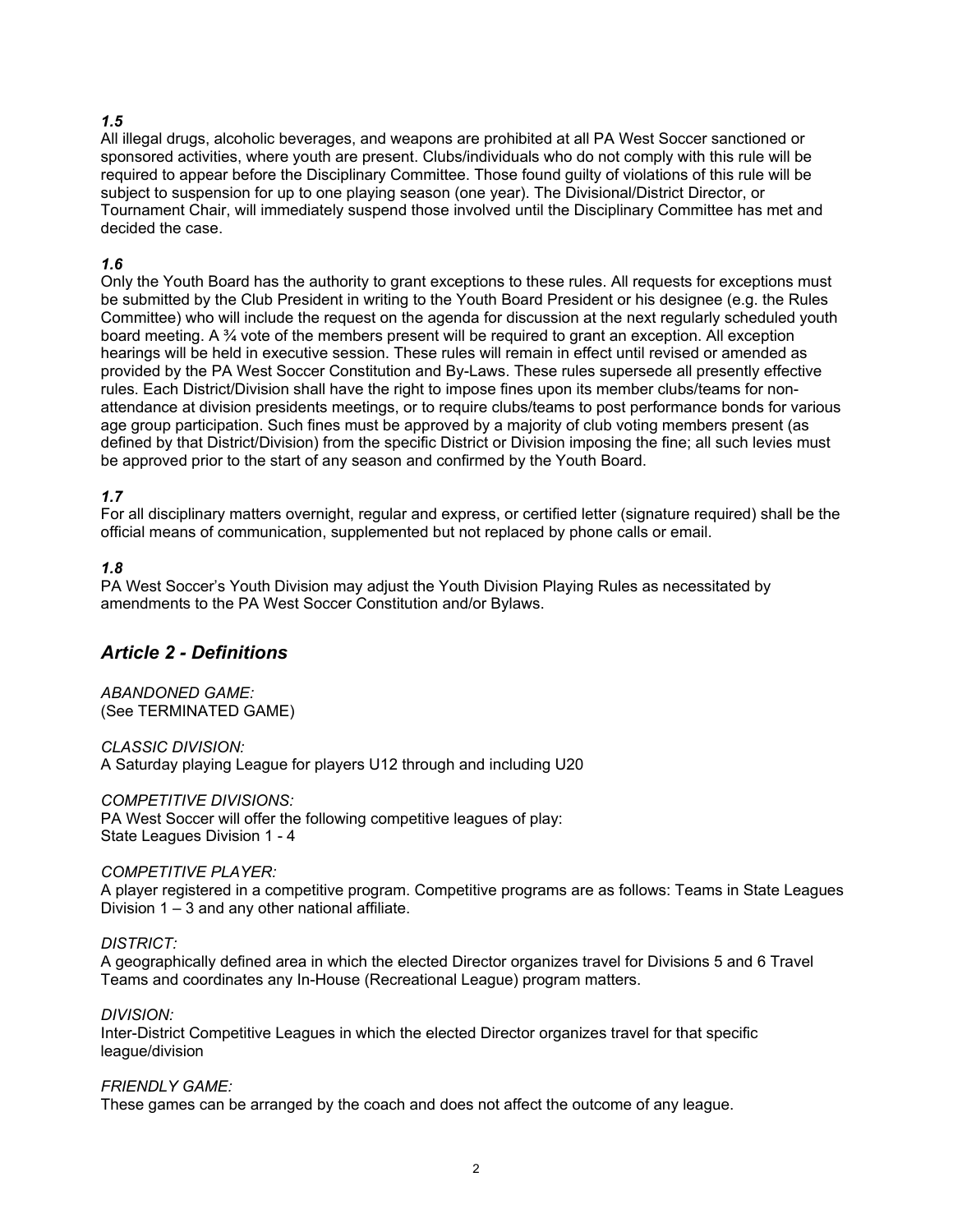***1.5***

All illegal drugs, alcoholic beverages, and weapons are prohibited at all PA West Soccer sanctioned or sponsored activities, where youth are present. Clubs/individuals who do not comply with this rule will be required to appear before the Disciplinary Committee. Those found guilty of violations of this rule will be subject to suspension for up to one playing season (one year). The Divisional/District Director, or Tournament Chair, will immediately suspend those involved until the Disciplinary Committee has met and decided the case.

***1.6***

Only the Youth Board has the authority to grant exceptions to these rules. All requests for exceptions must be submitted by the Club President in writing to the Youth Board President or his designee (e.g. the Rules Committee) who will include the request on the agenda for discussion at the next regularly scheduled youth board meeting. A ¾ vote of the members present will be required to grant an exception. All exception hearings will be held in executive session. These rules will remain in effect until revised or amended as provided by the PA West Soccer Constitution and By-Laws. These rules supersede all presently effective rules. Each District/Division shall have the right to impose fines upon its member clubs/teams for non-attendance at division presidents meetings, or to require clubs/teams to post performance bonds for various age group participation. Such fines must be approved by a majority of club voting members present (as defined by that District/Division) from the specific District or Division imposing the fine; all such levies must be approved prior to the start of any season and confirmed by the Youth Board.

***1.7***

For all disciplinary matters overnight, regular and express, or certified letter (signature required) shall be the official means of communication, supplemented but not replaced by phone calls or email.

***1.8***

PA West Soccer's Youth Division may adjust the Youth Division Playing Rules as necessitated by amendments to the PA West Soccer Constitution and/or Bylaws.

## *Article 2 - Definitions*

*ABANDONED GAME:*
(See TERMINATED GAME)

*CLASSIC DIVISION:*
A Saturday playing League for players U12 through and including U20

*COMPETITIVE DIVISIONS:*
PA West Soccer will offer the following competitive leagues of play:
State Leagues Division 1 - 4

*COMPETITIVE PLAYER:*
A player registered in a competitive program. Competitive programs are as follows: Teams in State Leagues Division 1 – 3 and any other national affiliate.

*DISTRICT:*
A geographically defined area in which the elected Director organizes travel for Divisions 5 and 6 Travel Teams and coordinates any In-House (Recreational League) program matters.

*DIVISION:*
Inter-District Competitive Leagues in which the elected Director organizes travel for that specific league/division

*FRIENDLY GAME:*
These games can be arranged by the coach and does not affect the outcome of any league.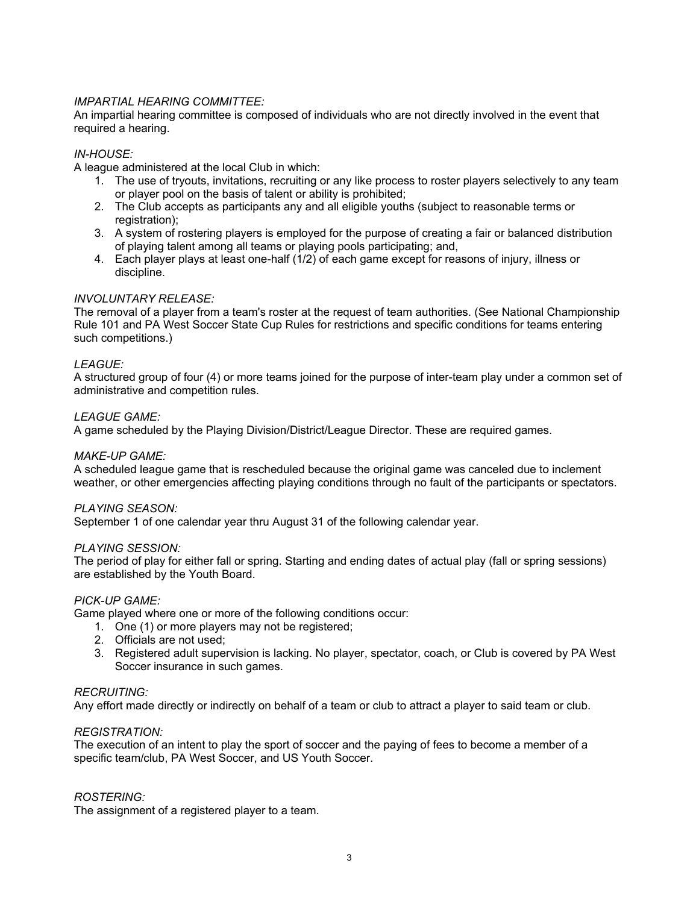*IMPARTIAL HEARING COMMITTEE:*
An impartial hearing committee is composed of individuals who are not directly involved in the event that required a hearing.

*IN-HOUSE:*
A league administered at the local Club in which:

1. The use of tryouts, invitations, recruiting or any like process to roster players selectively to any team or player pool on the basis of talent or ability is prohibited;
2. The Club accepts as participants any and all eligible youths (subject to reasonable terms or registration);
3. A system of rostering players is employed for the purpose of creating a fair or balanced distribution of playing talent among all teams or playing pools participating; and,
4. Each player plays at least one-half (1/2) of each game except for reasons of injury, illness or discipline.

*INVOLUNTARY RELEASE:*
The removal of a player from a team's roster at the request of team authorities. (See National Championship Rule 101 and PA West Soccer State Cup Rules for restrictions and specific conditions for teams entering such competitions.)

*LEAGUE:*
A structured group of four (4) or more teams joined for the purpose of inter-team play under a common set of administrative and competition rules.

*LEAGUE GAME:*
A game scheduled by the Playing Division/District/League Director. These are required games.

*MAKE-UP GAME:*
A scheduled league game that is rescheduled because the original game was canceled due to inclement weather, or other emergencies affecting playing conditions through no fault of the participants or spectators.

*PLAYING SEASON:*
September 1 of one calendar year thru August 31 of the following calendar year.

*PLAYING SESSION:*
The period of play for either fall or spring. Starting and ending dates of actual play (fall or spring sessions) are established by the Youth Board.

*PICK-UP GAME:*
Game played where one or more of the following conditions occur:

1. One (1) or more players may not be registered;
2. Officials are not used;
3. Registered adult supervision is lacking. No player, spectator, coach, or Club is covered by PA West Soccer insurance in such games.

*RECRUITING:*
Any effort made directly or indirectly on behalf of a team or club to attract a player to said team or club.

*REGISTRATION:*
The execution of an intent to play the sport of soccer and the paying of fees to become a member of a specific team/club, PA West Soccer, and US Youth Soccer.

*ROSTERING:*
The assignment of a registered player to a team.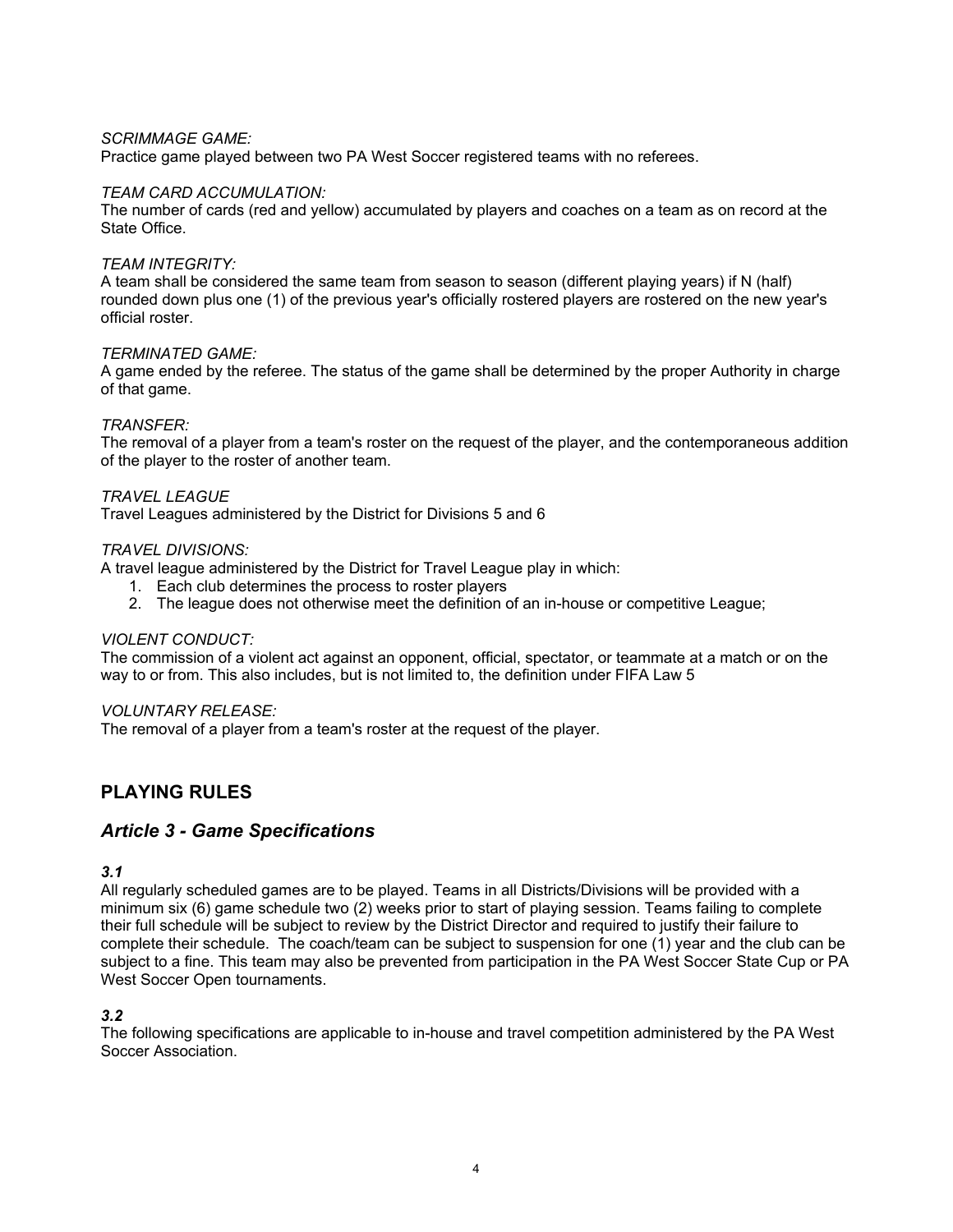*SCRIMMAGE GAME:*
Practice game played between two PA West Soccer registered teams with no referees.

*TEAM CARD ACCUMULATION:*
The number of cards (red and yellow) accumulated by players and coaches on a team as on record at the State Office.

*TEAM INTEGRITY:*
A team shall be considered the same team from season to season (different playing years) if N (half) rounded down plus one (1) of the previous year's officially rostered players are rostered on the new year's official roster.

*TERMINATED GAME:*
A game ended by the referee. The status of the game shall be determined by the proper Authority in charge of that game.

*TRANSFER:*
The removal of a player from a team's roster on the request of the player, and the contemporaneous addition of the player to the roster of another team.

*TRAVEL LEAGUE*
Travel Leagues administered by the District for Divisions 5 and 6

*TRAVEL DIVISIONS:*
A travel league administered by the District for Travel League play in which:

1. Each club determines the process to roster players
2. The league does not otherwise meet the definition of an in-house or competitive League;

*VIOLENT CONDUCT:*
The commission of a violent act against an opponent, official, spectator, or teammate at a match or on the way to or from. This also includes, but is not limited to, the definition under FIFA Law 5

*VOLUNTARY RELEASE:*
The removal of a player from a team's roster at the request of the player.

## PLAYING RULES

## *Article 3 - Game Specifications*

***3.1***
All regularly scheduled games are to be played. Teams in all Districts/Divisions will be provided with a minimum six (6) game schedule two (2) weeks prior to start of playing session. Teams failing to complete their full schedule will be subject to review by the District Director and required to justify their failure to complete their schedule. The coach/team can be subject to suspension for one (1) year and the club can be subject to a fine. This team may also be prevented from participation in the PA West Soccer State Cup or PA West Soccer Open tournaments.

***3.2***
The following specifications are applicable to in-house and travel competition administered by the PA West Soccer Association.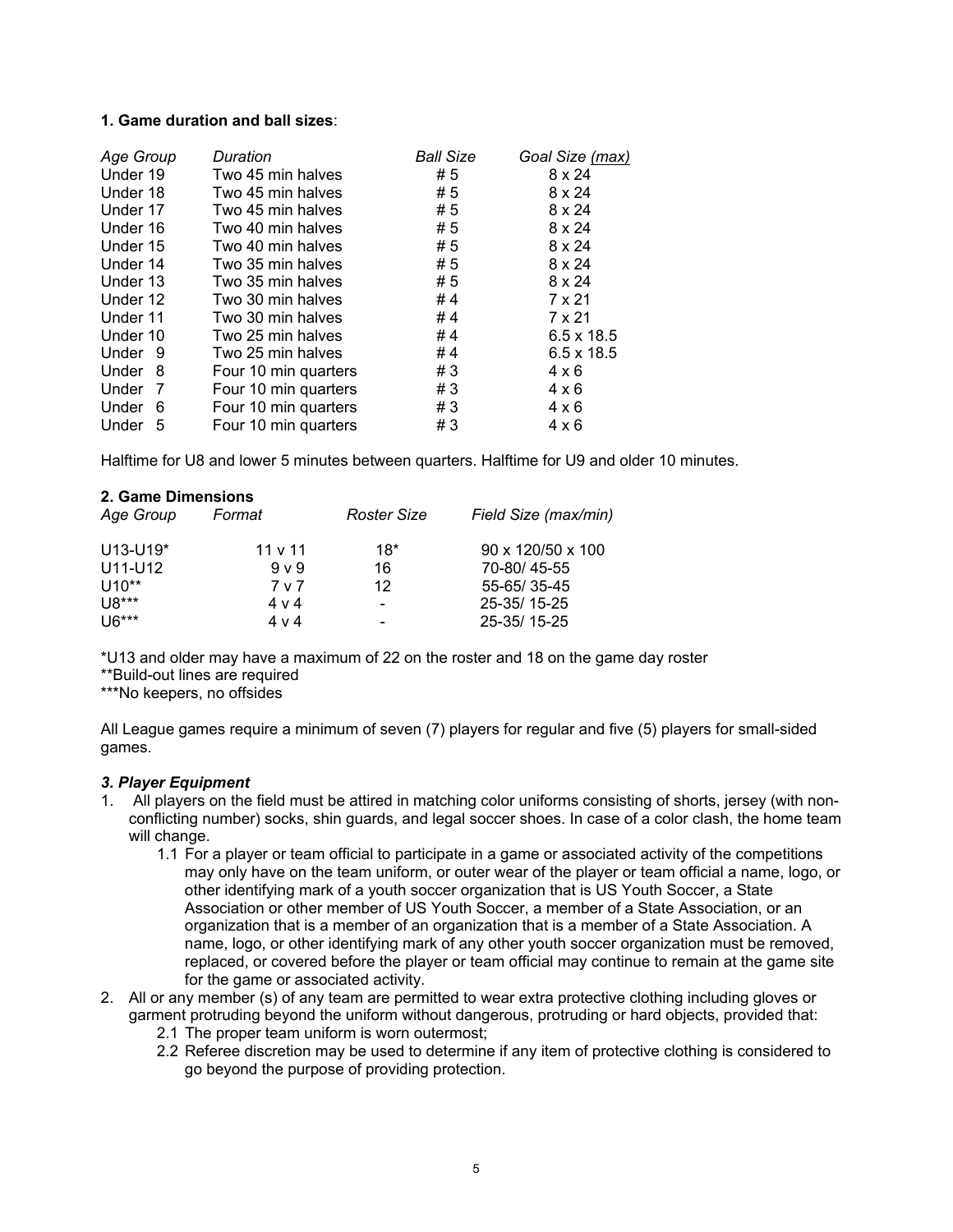**1. Game duration and ball sizes**:

| *Age Group* | *Duration* | *Ball Size* | *Goal Size (max)* |
|---|---|---|---|
| Under 19 | Two 45 min halves | # 5 | 8 x 24 |
| Under 18 | Two 45 min halves | # 5 | 8 x 24 |
| Under 17 | Two 45 min halves | # 5 | 8 x 24 |
| Under 16 | Two 40 min halves | # 5 | 8 x 24 |
| Under 15 | Two 40 min halves | # 5 | 8 x 24 |
| Under 14 | Two 35 min halves | # 5 | 8 x 24 |
| Under 13 | Two 35 min halves | # 5 | 8 x 24 |
| Under 12 | Two 30 min halves | # 4 | 7 x 21 |
| Under 11 | Two 30 min halves | # 4 | 7 x 21 |
| Under 10 | Two 25 min halves | # 4 | 6.5 x 18.5 |
| Under 9 | Two 25 min halves | # 4 | 6.5 x 18.5 |
| Under 8 | Four 10 min quarters | # 3 | 4 x 6 |
| Under 7 | Four 10 min quarters | # 3 | 4 x 6 |
| Under 6 | Four 10 min quarters | # 3 | 4 x 6 |
| Under 5 | Four 10 min quarters | # 3 | 4 x 6 |

Halftime for U8 and lower 5 minutes between quarters. Halftime for U9 and older 10 minutes.

**2. Game Dimensions**

| *Age Group* | *Format* | *Roster Size* | *Field Size (max/min)* |
|---|---|---|---|
| U13-U19* | 11 v 11 | 18* | 90 x 120/50 x 100 |
| U11-U12 | 9 v 9 | 16 | 70-80/ 45-55 |
| U10** | 7 v 7 | 12 | 55-65/ 35-45 |
| U8*** | 4 v 4 | - | 25-35/ 15-25 |
| U6*** | 4 v 4 | - | 25-35/ 15-25 |

*U13 and older may have a maximum of 22 on the roster and 18 on the game day roster
**Build-out lines are required
***No keepers, no offsides

All League games require a minimum of seven (7) players for regular and five (5) players for small-sided games.

***3. Player Equipment***

1. All players on the field must be attired in matching color uniforms consisting of shorts, jersey (with non-conflicting number) socks, shin guards, and legal soccer shoes. In case of a color clash, the home team will change.
   - 1.1 For a player or team official to participate in a game or associated activity of the competitions may only have on the team uniform, or outer wear of the player or team official a name, logo, or other identifying mark of a youth soccer organization that is US Youth Soccer, a State Association or other member of US Youth Soccer, a member of a State Association, or an organization that is a member of an organization that is a member of a State Association. A name, logo, or other identifying mark of any other youth soccer organization must be removed, replaced, or covered before the player or team official may continue to remain at the game site for the game or associated activity.
2. All or any member (s) of any team are permitted to wear extra protective clothing including gloves or garment protruding beyond the uniform without dangerous, protruding or hard objects, provided that:
   - 2.1 The proper team uniform is worn outermost;
   - 2.2 Referee discretion may be used to determine if any item of protective clothing is considered to go beyond the purpose of providing protection.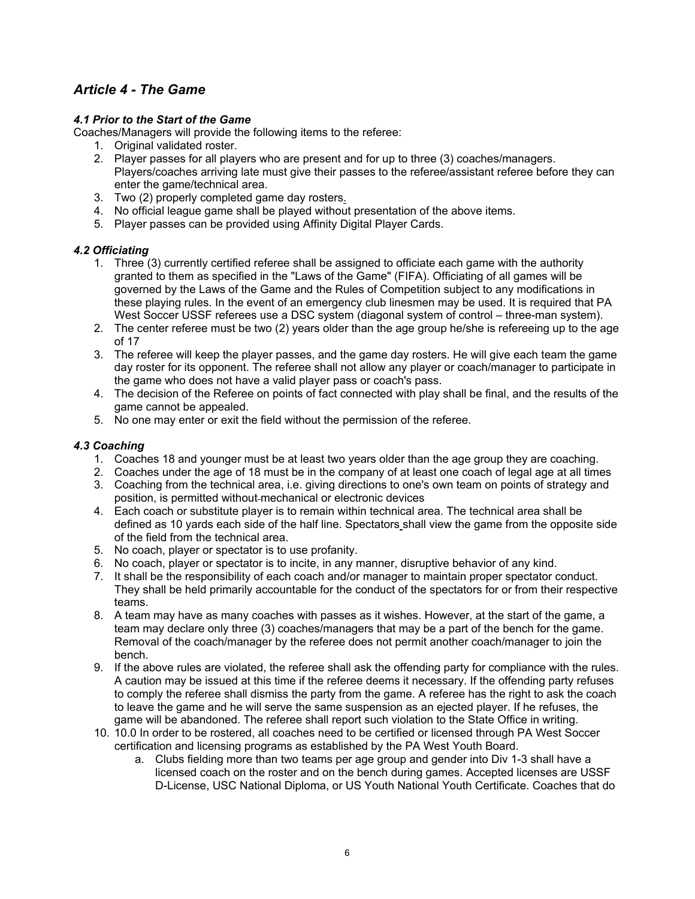## *Article 4 - The Game*

### *4.1 Prior to the Start of the Game*

Coaches/Managers will provide the following items to the referee:

1. Original validated roster.
2. Player passes for all players who are present and for up to three (3) coaches/managers. Players/coaches arriving late must give their passes to the referee/assistant referee before they can enter the game/technical area.
3. Two (2) properly completed game day rosters.
4. No official league game shall be played without presentation of the above items.
5. Player passes can be provided using Affinity Digital Player Cards.

### *4.2 Officiating*

1. Three (3) currently certified referee shall be assigned to officiate each game with the authority granted to them as specified in the "Laws of the Game" (FIFA). Officiating of all games will be governed by the Laws of the Game and the Rules of Competition subject to any modifications in these playing rules. In the event of an emergency club linesmen may be used. It is required that PA West Soccer USSF referees use a DSC system (diagonal system of control – three-man system).
2. The center referee must be two (2) years older than the age group he/she is refereeing up to the age of 17
3. The referee will keep the player passes, and the game day rosters. He will give each team the game day roster for its opponent. The referee shall not allow any player or coach/manager to participate in the game who does not have a valid player pass or coach's pass.
4. The decision of the Referee on points of fact connected with play shall be final, and the results of the game cannot be appealed.
5. No one may enter or exit the field without the permission of the referee.

### *4.3 Coaching*

1. Coaches 18 and younger must be at least two years older than the age group they are coaching.
2. Coaches under the age of 18 must be in the company of at least one coach of legal age at all times
3. Coaching from the technical area, i.e. giving directions to one's own team on points of strategy and position, is permitted without mechanical or electronic devices
4. Each coach or substitute player is to remain within technical area. The technical area shall be defined as 10 yards each side of the half line. Spectators shall view the game from the opposite side of the field from the technical area.
5. No coach, player or spectator is to use profanity.
6. No coach, player or spectator is to incite, in any manner, disruptive behavior of any kind.
7. It shall be the responsibility of each coach and/or manager to maintain proper spectator conduct. They shall be held primarily accountable for the conduct of the spectators for or from their respective teams.
8. A team may have as many coaches with passes as it wishes. However, at the start of the game, a team may declare only three (3) coaches/managers that may be a part of the bench for the game. Removal of the coach/manager by the referee does not permit another coach/manager to join the bench.
9. If the above rules are violated, the referee shall ask the offending party for compliance with the rules. A caution may be issued at this time if the referee deems it necessary. If the offending party refuses to comply the referee shall dismiss the party from the game. A referee has the right to ask the coach to leave the game and he will serve the same suspension as an ejected player. If he refuses, the game will be abandoned. The referee shall report such violation to the State Office in writing.
10. 10.0 In order to be rostered, all coaches need to be certified or licensed through PA West Soccer certification and licensing programs as established by the PA West Youth Board.
    a. Clubs fielding more than two teams per age group and gender into Div 1-3 shall have a licensed coach on the roster and on the bench during games. Accepted licenses are USSF D-License, USC National Diploma, or US Youth National Youth Certificate. Coaches that do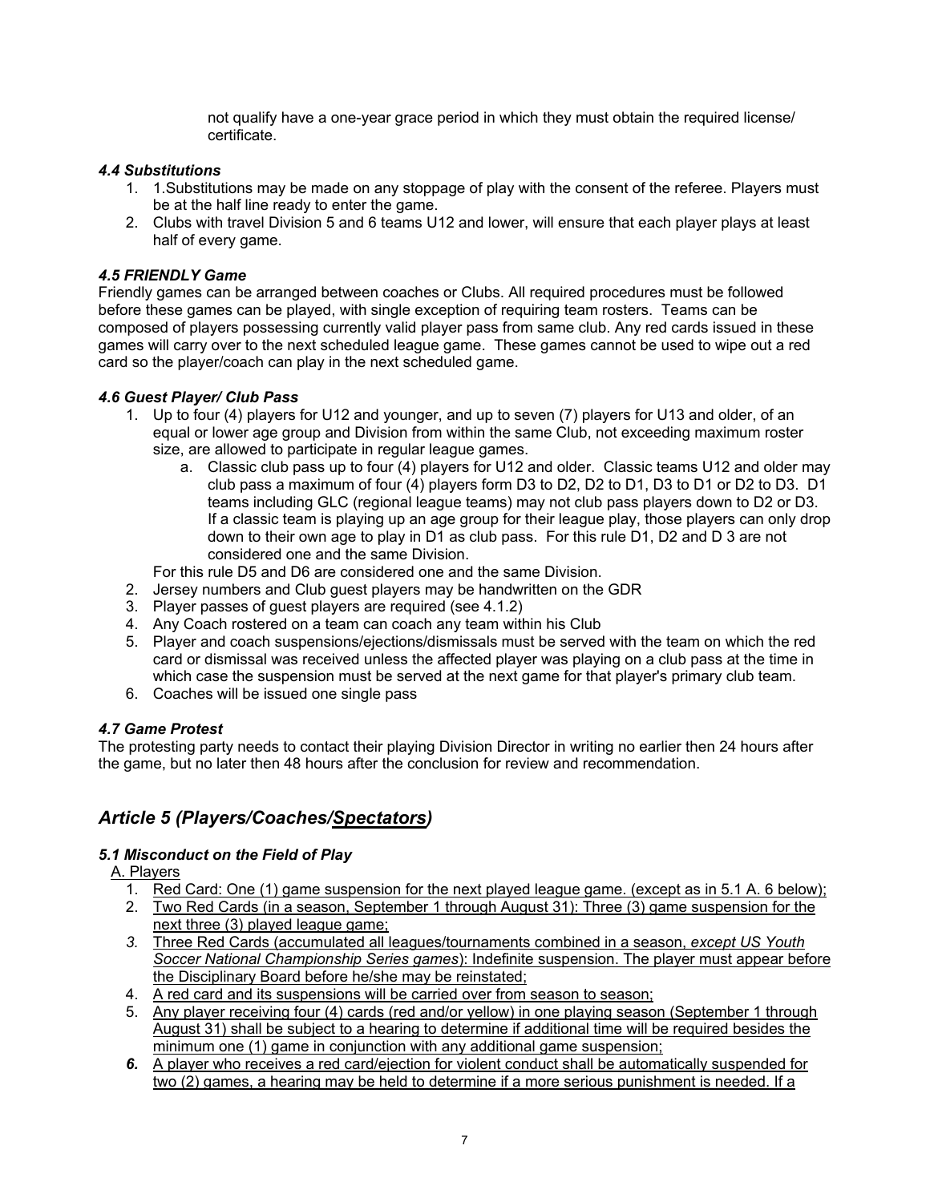not qualify have a one-year grace period in which they must obtain the required license/ certificate.

### *4.4 Substitutions*

1. 1.Substitutions may be made on any stoppage of play with the consent of the referee. Players must be at the half line ready to enter the game.
2. Clubs with travel Division 5 and 6 teams U12 and lower, will ensure that each player plays at least half of every game.

### *4.5 FRIENDLY Game*

Friendly games can be arranged between coaches or Clubs. All required procedures must be followed before these games can be played, with single exception of requiring team rosters. Teams can be composed of players possessing currently valid player pass from same club. Any red cards issued in these games will carry over to the next scheduled league game. These games cannot be used to wipe out a red card so the player/coach can play in the next scheduled game.

### *4.6 Guest Player/ Club Pass*

1. Up to four (4) players for U12 and younger, and up to seven (7) players for U13 and older, of an equal or lower age group and Division from within the same Club, not exceeding maximum roster size, are allowed to participate in regular league games.
   a. Classic club pass up to four (4) players for U12 and older. Classic teams U12 and older may club pass a maximum of four (4) players form D3 to D2, D2 to D1, D3 to D1 or D2 to D3. D1 teams including GLC (regional league teams) may not club pass players down to D2 or D3. If a classic team is playing up an age group for their league play, those players can only drop down to their own age to play in D1 as club pass. For this rule D1, D2 and D 3 are not considered one and the same Division.

   For this rule D5 and D6 are considered one and the same Division.
2. Jersey numbers and Club guest players may be handwritten on the GDR
3. Player passes of guest players are required (see 4.1.2)
4. Any Coach rostered on a team can coach any team within his Club
5. Player and coach suspensions/ejections/dismissals must be served with the team on which the red card or dismissal was received unless the affected player was playing on a club pass at the time in which case the suspension must be served at the next game for that player's primary club team.
6. Coaches will be issued one single pass

### *4.7 Game Protest*

The protesting party needs to contact their playing Division Director in writing no earlier then 24 hours after the game, but no later then 48 hours after the conclusion for review and recommendation.

## *Article 5 (Players/Coaches/Spectators)*

### *5.1 Misconduct on the Field of Play*

A. Players

1. Red Card: One (1) game suspension for the next played league game. (except as in 5.1 A. 6 below);
2. Two Red Cards (in a season, September 1 through August 31): Three (3) game suspension for the next three (3) played league game;
3. Three Red Cards (accumulated all leagues/tournaments combined in a season, *except US Youth Soccer National Championship Series games*): Indefinite suspension. The player must appear before the Disciplinary Board before he/she may be reinstated;
4. A red card and its suspensions will be carried over from season to season;
5. Any player receiving four (4) cards (red and/or yellow) in one playing season (September 1 through August 31) shall be subject to a hearing to determine if additional time will be required besides the minimum one (1) game in conjunction with any additional game suspension;
6. A player who receives a red card/ejection for violent conduct shall be automatically suspended for two (2) games, a hearing may be held to determine if a more serious punishment is needed. If a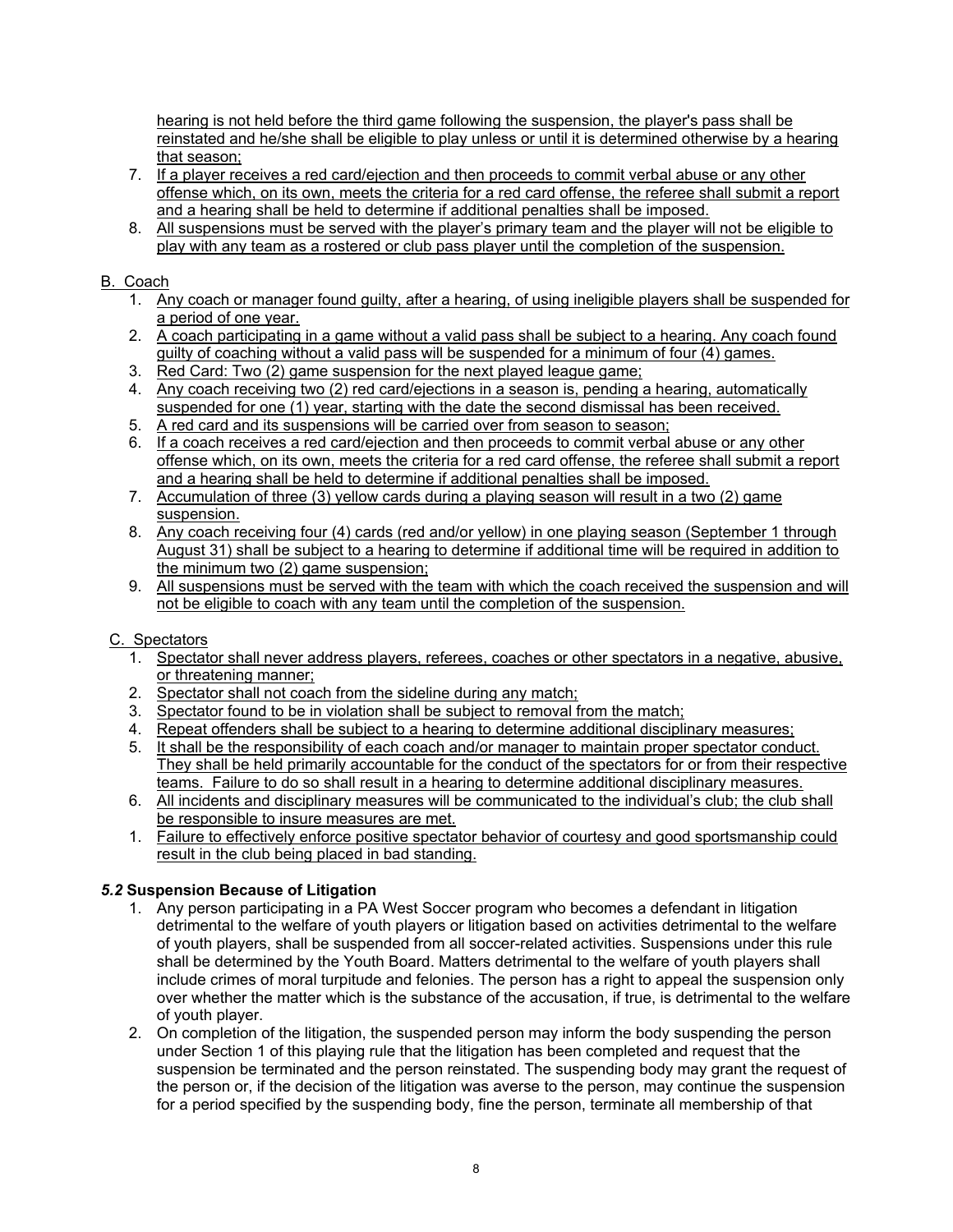hearing is not held before the third game following the suspension, the player's pass shall be reinstated and he/she shall be eligible to play unless or until it is determined otherwise by a hearing that season;

7. If a player receives a red card/ejection and then proceeds to commit verbal abuse or any other offense which, on its own, meets the criteria for a red card offense, the referee shall submit a report and a hearing shall be held to determine if additional penalties shall be imposed.
8. All suspensions must be served with the player's primary team and the player will not be eligible to play with any team as a rostered or club pass player until the completion of the suspension.

B. Coach

1. Any coach or manager found guilty, after a hearing, of using ineligible players shall be suspended for a period of one year.
2. A coach participating in a game without a valid pass shall be subject to a hearing. Any coach found guilty of coaching without a valid pass will be suspended for a minimum of four (4) games.
3. Red Card: Two (2) game suspension for the next played league game;
4. Any coach receiving two (2) red card/ejections in a season is, pending a hearing, automatically suspended for one (1) year, starting with the date the second dismissal has been received.
5. A red card and its suspensions will be carried over from season to season;
6. If a coach receives a red card/ejection and then proceeds to commit verbal abuse or any other offense which, on its own, meets the criteria for a red card offense, the referee shall submit a report and a hearing shall be held to determine if additional penalties shall be imposed.
7. Accumulation of three (3) yellow cards during a playing season will result in a two (2) game suspension.
8. Any coach receiving four (4) cards (red and/or yellow) in one playing season (September 1 through August 31) shall be subject to a hearing to determine if additional time will be required in addition to the minimum two (2) game suspension;
9. All suspensions must be served with the team with which the coach received the suspension and will not be eligible to coach with any team until the completion of the suspension.

C. Spectators

1. Spectator shall never address players, referees, coaches or other spectators in a negative, abusive, or threatening manner;
2. Spectator shall not coach from the sideline during any match;
3. Spectator found to be in violation shall be subject to removal from the match;
4. Repeat offenders shall be subject to a hearing to determine additional disciplinary measures;
5. It shall be the responsibility of each coach and/or manager to maintain proper spectator conduct. They shall be held primarily accountable for the conduct of the spectators for or from their respective teams. Failure to do so shall result in a hearing to determine additional disciplinary measures.
6. All incidents and disciplinary measures will be communicated to the individual's club; the club shall be responsible to insure measures are met.
1. Failure to effectively enforce positive spectator behavior of courtesy and good sportsmanship could result in the club being placed in bad standing.

### *5.2* Suspension Because of Litigation

1. Any person participating in a PA West Soccer program who becomes a defendant in litigation detrimental to the welfare of youth players or litigation based on activities detrimental to the welfare of youth players, shall be suspended from all soccer-related activities. Suspensions under this rule shall be determined by the Youth Board. Matters detrimental to the welfare of youth players shall include crimes of moral turpitude and felonies. The person has a right to appeal the suspension only over whether the matter which is the substance of the accusation, if true, is detrimental to the welfare of youth player.
2. On completion of the litigation, the suspended person may inform the body suspending the person under Section 1 of this playing rule that the litigation has been completed and request that the suspension be terminated and the person reinstated. The suspending body may grant the request of the person or, if the decision of the litigation was averse to the person, may continue the suspension for a period specified by the suspending body, fine the person, terminate all membership of that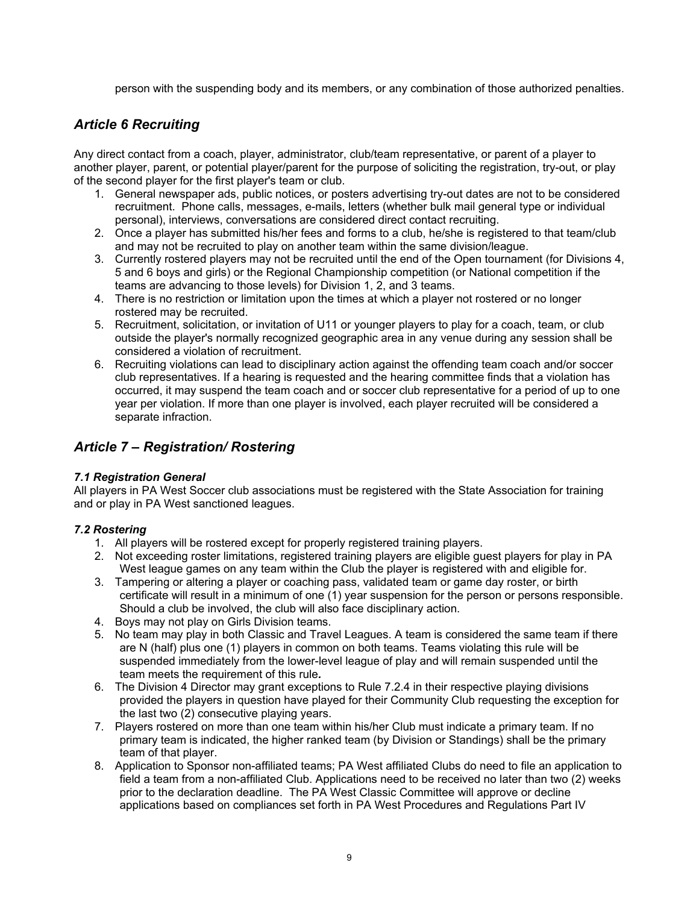person with the suspending body and its members, or any combination of those authorized penalties.

## *Article 6 Recruiting*

Any direct contact from a coach, player, administrator, club/team representative, or parent of a player to another player, parent, or potential player/parent for the purpose of soliciting the registration, try-out, or play of the second player for the first player's team or club.

1. General newspaper ads, public notices, or posters advertising try-out dates are not to be considered recruitment. Phone calls, messages, e-mails, letters (whether bulk mail general type or individual personal), interviews, conversations are considered direct contact recruiting.
2. Once a player has submitted his/her fees and forms to a club, he/she is registered to that team/club and may not be recruited to play on another team within the same division/league.
3. Currently rostered players may not be recruited until the end of the Open tournament (for Divisions 4, 5 and 6 boys and girls) or the Regional Championship competition (or National competition if the teams are advancing to those levels) for Division 1, 2, and 3 teams.
4. There is no restriction or limitation upon the times at which a player not rostered or no longer rostered may be recruited.
5. Recruitment, solicitation, or invitation of U11 or younger players to play for a coach, team, or club outside the player's normally recognized geographic area in any venue during any session shall be considered a violation of recruitment.
6. Recruiting violations can lead to disciplinary action against the offending team coach and/or soccer club representatives. If a hearing is requested and the hearing committee finds that a violation has occurred, it may suspend the team coach and or soccer club representative for a period of up to one year per violation. If more than one player is involved, each player recruited will be considered a separate infraction.

## *Article 7 – Registration/ Rostering*

### *7.1 Registration General*

All players in PA West Soccer club associations must be registered with the State Association for training and or play in PA West sanctioned leagues.

### *7.2 Rostering*

1. All players will be rostered except for properly registered training players.
2. Not exceeding roster limitations, registered training players are eligible guest players for play in PA West league games on any team within the Club the player is registered with and eligible for.
3. Tampering or altering a player or coaching pass, validated team or game day roster, or birth certificate will result in a minimum of one (1) year suspension for the person or persons responsible. Should a club be involved, the club will also face disciplinary action.
4. Boys may not play on Girls Division teams.
5. No team may play in both Classic and Travel Leagues. A team is considered the same team if there are N (half) plus one (1) players in common on both teams. Teams violating this rule will be suspended immediately from the lower-level league of play and will remain suspended until the team meets the requirement of this rule**.**
6. The Division 4 Director may grant exceptions to Rule 7.2.4 in their respective playing divisions provided the players in question have played for their Community Club requesting the exception for the last two (2) consecutive playing years.
7. Players rostered on more than one team within his/her Club must indicate a primary team. If no primary team is indicated, the higher ranked team (by Division or Standings) shall be the primary team of that player.
8. Application to Sponsor non-affiliated teams; PA West affiliated Clubs do need to file an application to field a team from a non-affiliated Club. Applications need to be received no later than two (2) weeks prior to the declaration deadline. The PA West Classic Committee will approve or decline applications based on compliances set forth in PA West Procedures and Regulations Part IV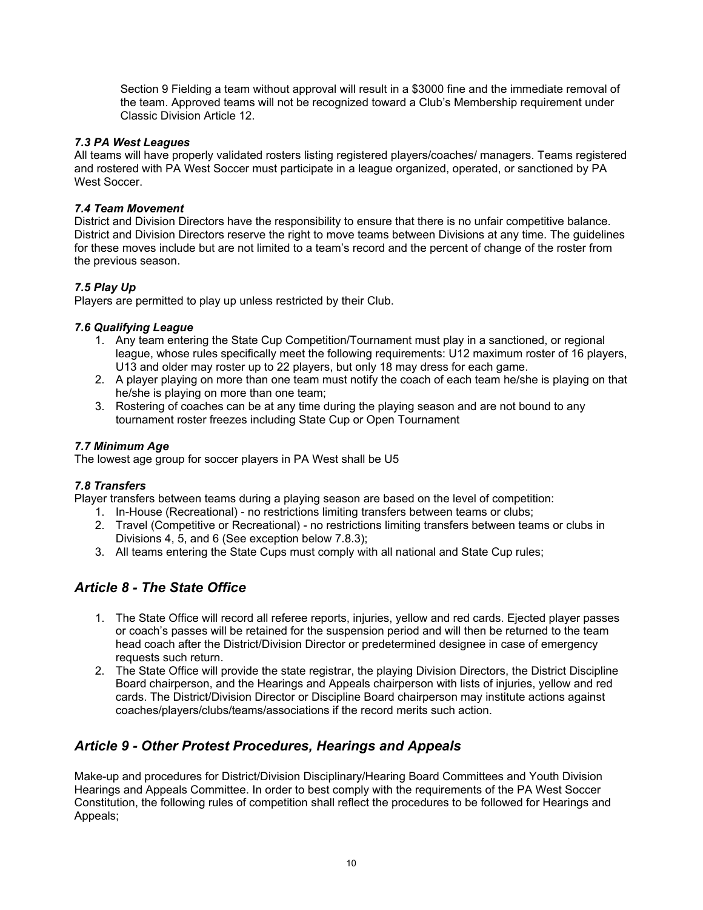Section 9 Fielding a team without approval will result in a $3000 fine and the immediate removal of the team. Approved teams will not be recognized toward a Club's Membership requirement under Classic Division Article 12.

### *7.3 PA West Leagues*

All teams will have properly validated rosters listing registered players/coaches/ managers. Teams registered and rostered with PA West Soccer must participate in a league organized, operated, or sanctioned by PA West Soccer.

### *7.4 Team Movement*

District and Division Directors have the responsibility to ensure that there is no unfair competitive balance. District and Division Directors reserve the right to move teams between Divisions at any time. The guidelines for these moves include but are not limited to a team's record and the percent of change of the roster from the previous season.

### *7.5 Play Up*

Players are permitted to play up unless restricted by their Club.

### *7.6 Qualifying League*

1. Any team entering the State Cup Competition/Tournament must play in a sanctioned, or regional league, whose rules specifically meet the following requirements: U12 maximum roster of 16 players, U13 and older may roster up to 22 players, but only 18 may dress for each game.
2. A player playing on more than one team must notify the coach of each team he/she is playing on that he/she is playing on more than one team;
3. Rostering of coaches can be at any time during the playing season and are not bound to any tournament roster freezes including State Cup or Open Tournament

### *7.7 Minimum Age*

The lowest age group for soccer players in PA West shall be U5

### *7.8 Transfers*

Player transfers between teams during a playing season are based on the level of competition:

1. In-House (Recreational) - no restrictions limiting transfers between teams or clubs;
2. Travel (Competitive or Recreational) - no restrictions limiting transfers between teams or clubs in Divisions 4, 5, and 6 (See exception below 7.8.3);
3. All teams entering the State Cups must comply with all national and State Cup rules;

## *Article 8 - The State Office*

1. The State Office will record all referee reports, injuries, yellow and red cards. Ejected player passes or coach's passes will be retained for the suspension period and will then be returned to the team head coach after the District/Division Director or predetermined designee in case of emergency requests such return.
2. The State Office will provide the state registrar, the playing Division Directors, the District Discipline Board chairperson, and the Hearings and Appeals chairperson with lists of injuries, yellow and red cards. The District/Division Director or Discipline Board chairperson may institute actions against coaches/players/clubs/teams/associations if the record merits such action.

## *Article 9 - Other Protest Procedures, Hearings and Appeals*

Make-up and procedures for District/Division Disciplinary/Hearing Board Committees and Youth Division Hearings and Appeals Committee. In order to best comply with the requirements of the PA West Soccer Constitution, the following rules of competition shall reflect the procedures to be followed for Hearings and Appeals;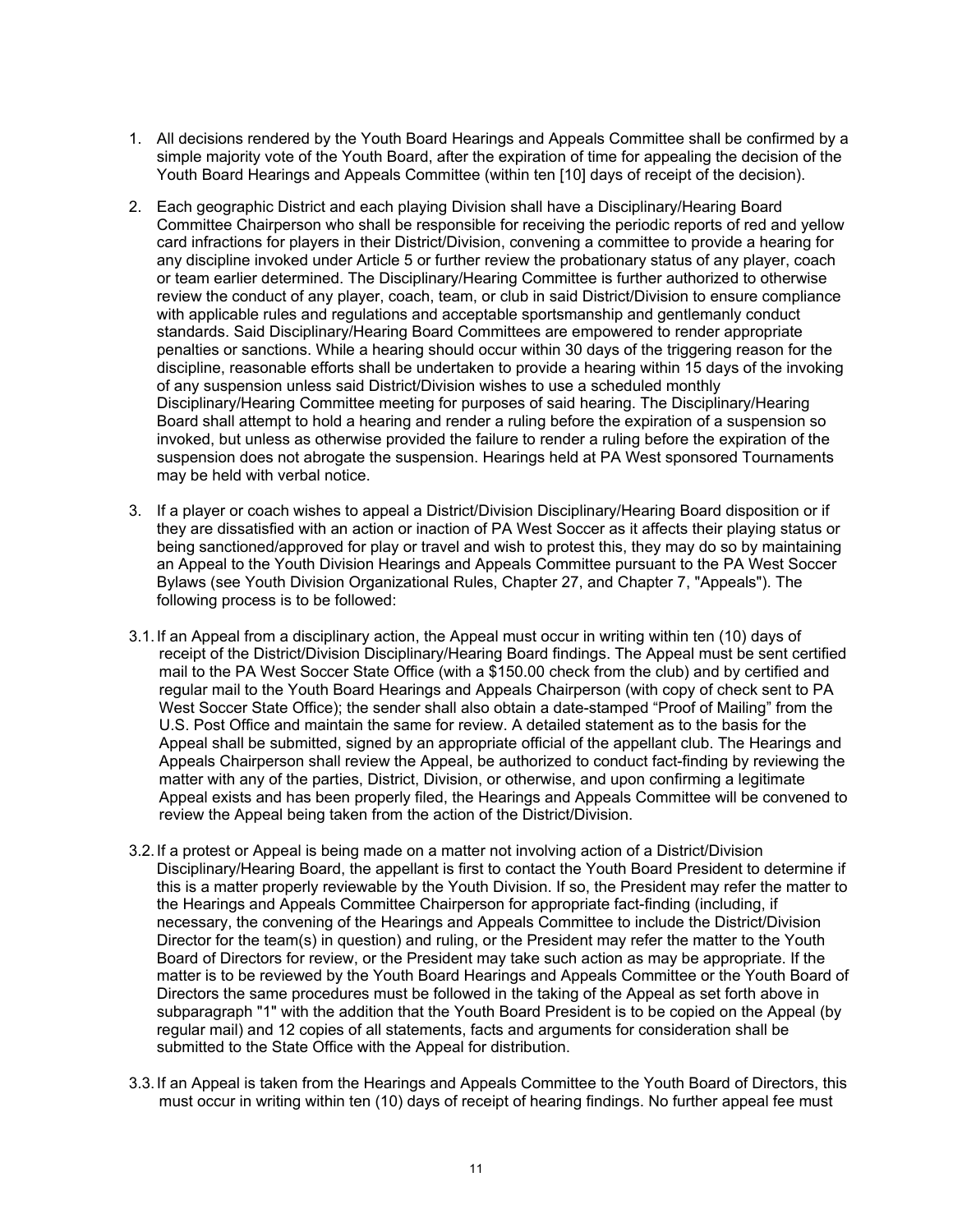1. All decisions rendered by the Youth Board Hearings and Appeals Committee shall be confirmed by a simple majority vote of the Youth Board, after the expiration of time for appealing the decision of the Youth Board Hearings and Appeals Committee (within ten [10] days of receipt of the decision).

2. Each geographic District and each playing Division shall have a Disciplinary/Hearing Board Committee Chairperson who shall be responsible for receiving the periodic reports of red and yellow card infractions for players in their District/Division, convening a committee to provide a hearing for any discipline invoked under Article 5 or further review the probationary status of any player, coach or team earlier determined. The Disciplinary/Hearing Committee is further authorized to otherwise review the conduct of any player, coach, team, or club in said District/Division to ensure compliance with applicable rules and regulations and acceptable sportsmanship and gentlemanly conduct standards. Said Disciplinary/Hearing Board Committees are empowered to render appropriate penalties or sanctions. While a hearing should occur within 30 days of the triggering reason for the discipline, reasonable efforts shall be undertaken to provide a hearing within 15 days of the invoking of any suspension unless said District/Division wishes to use a scheduled monthly Disciplinary/Hearing Committee meeting for purposes of said hearing. The Disciplinary/Hearing Board shall attempt to hold a hearing and render a ruling before the expiration of a suspension so invoked, but unless as otherwise provided the failure to render a ruling before the expiration of the suspension does not abrogate the suspension. Hearings held at PA West sponsored Tournaments may be held with verbal notice.

3. If a player or coach wishes to appeal a District/Division Disciplinary/Hearing Board disposition or if they are dissatisfied with an action or inaction of PA West Soccer as it affects their playing status or being sanctioned/approved for play or travel and wish to protest this, they may do so by maintaining an Appeal to the Youth Division Hearings and Appeals Committee pursuant to the PA West Soccer Bylaws (see Youth Division Organizational Rules, Chapter 27, and Chapter 7, "Appeals"). The following process is to be followed:

3.1. If an Appeal from a disciplinary action, the Appeal must occur in writing within ten (10) days of receipt of the District/Division Disciplinary/Hearing Board findings. The Appeal must be sent certified mail to the PA West Soccer State Office (with a $150.00 check from the club) and by certified and regular mail to the Youth Board Hearings and Appeals Chairperson (with copy of check sent to PA West Soccer State Office); the sender shall also obtain a date-stamped “Proof of Mailing” from the U.S. Post Office and maintain the same for review. A detailed statement as to the basis for the Appeal shall be submitted, signed by an appropriate official of the appellant club. The Hearings and Appeals Chairperson shall review the Appeal, be authorized to conduct fact-finding by reviewing the matter with any of the parties, District, Division, or otherwise, and upon confirming a legitimate Appeal exists and has been properly filed, the Hearings and Appeals Committee will be convened to review the Appeal being taken from the action of the District/Division.

3.2. If a protest or Appeal is being made on a matter not involving action of a District/Division Disciplinary/Hearing Board, the appellant is first to contact the Youth Board President to determine if this is a matter properly reviewable by the Youth Division. If so, the President may refer the matter to the Hearings and Appeals Committee Chairperson for appropriate fact-finding (including, if necessary, the convening of the Hearings and Appeals Committee to include the District/Division Director for the team(s) in question) and ruling, or the President may refer the matter to the Youth Board of Directors for review, or the President may take such action as may be appropriate. If the matter is to be reviewed by the Youth Board Hearings and Appeals Committee or the Youth Board of Directors the same procedures must be followed in the taking of the Appeal as set forth above in subparagraph "1" with the addition that the Youth Board President is to be copied on the Appeal (by regular mail) and 12 copies of all statements, facts and arguments for consideration shall be submitted to the State Office with the Appeal for distribution.

3.3. If an Appeal is taken from the Hearings and Appeals Committee to the Youth Board of Directors, this must occur in writing within ten (10) days of receipt of hearing findings. No further appeal fee must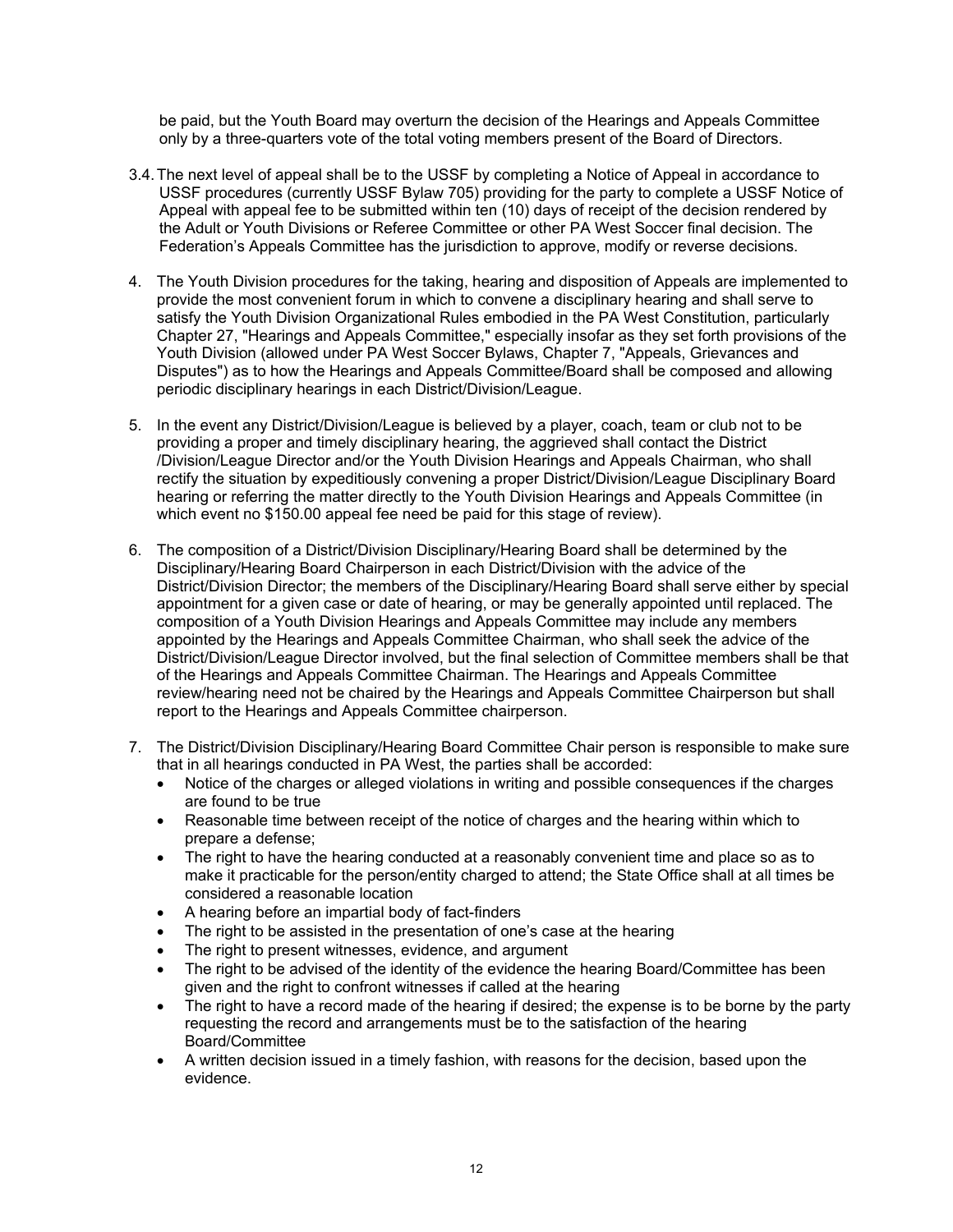be paid, but the Youth Board may overturn the decision of the Hearings and Appeals Committee only by a three-quarters vote of the total voting members present of the Board of Directors.

3.4. The next level of appeal shall be to the USSF by completing a Notice of Appeal in accordance to USSF procedures (currently USSF Bylaw 705) providing for the party to complete a USSF Notice of Appeal with appeal fee to be submitted within ten (10) days of receipt of the decision rendered by the Adult or Youth Divisions or Referee Committee or other PA West Soccer final decision. The Federation's Appeals Committee has the jurisdiction to approve, modify or reverse decisions.

4. The Youth Division procedures for the taking, hearing and disposition of Appeals are implemented to provide the most convenient forum in which to convene a disciplinary hearing and shall serve to satisfy the Youth Division Organizational Rules embodied in the PA West Constitution, particularly Chapter 27, "Hearings and Appeals Committee," especially insofar as they set forth provisions of the Youth Division (allowed under PA West Soccer Bylaws, Chapter 7, "Appeals, Grievances and Disputes") as to how the Hearings and Appeals Committee/Board shall be composed and allowing periodic disciplinary hearings in each District/Division/League.

5. In the event any District/Division/League is believed by a player, coach, team or club not to be providing a proper and timely disciplinary hearing, the aggrieved shall contact the District /Division/League Director and/or the Youth Division Hearings and Appeals Chairman, who shall rectify the situation by expeditiously convening a proper District/Division/League Disciplinary Board hearing or referring the matter directly to the Youth Division Hearings and Appeals Committee (in which event no $150.00 appeal fee need be paid for this stage of review).

6. The composition of a District/Division Disciplinary/Hearing Board shall be determined by the Disciplinary/Hearing Board Chairperson in each District/Division with the advice of the District/Division Director; the members of the Disciplinary/Hearing Board shall serve either by special appointment for a given case or date of hearing, or may be generally appointed until replaced. The composition of a Youth Division Hearings and Appeals Committee may include any members appointed by the Hearings and Appeals Committee Chairman, who shall seek the advice of the District/Division/League Director involved, but the final selection of Committee members shall be that of the Hearings and Appeals Committee Chairman. The Hearings and Appeals Committee review/hearing need not be chaired by the Hearings and Appeals Committee Chairperson but shall report to the Hearings and Appeals Committee chairperson.

7. The District/Division Disciplinary/Hearing Board Committee Chair person is responsible to make sure that in all hearings conducted in PA West, the parties shall be accorded:
   - Notice of the charges or alleged violations in writing and possible consequences if the charges are found to be true
   - Reasonable time between receipt of the notice of charges and the hearing within which to prepare a defense;
   - The right to have the hearing conducted at a reasonably convenient time and place so as to make it practicable for the person/entity charged to attend; the State Office shall at all times be considered a reasonable location
   - A hearing before an impartial body of fact-finders
   - The right to be assisted in the presentation of one's case at the hearing
   - The right to present witnesses, evidence, and argument
   - The right to be advised of the identity of the evidence the hearing Board/Committee has been given and the right to confront witnesses if called at the hearing
   - The right to have a record made of the hearing if desired; the expense is to be borne by the party requesting the record and arrangements must be to the satisfaction of the hearing Board/Committee
   - A written decision issued in a timely fashion, with reasons for the decision, based upon the evidence.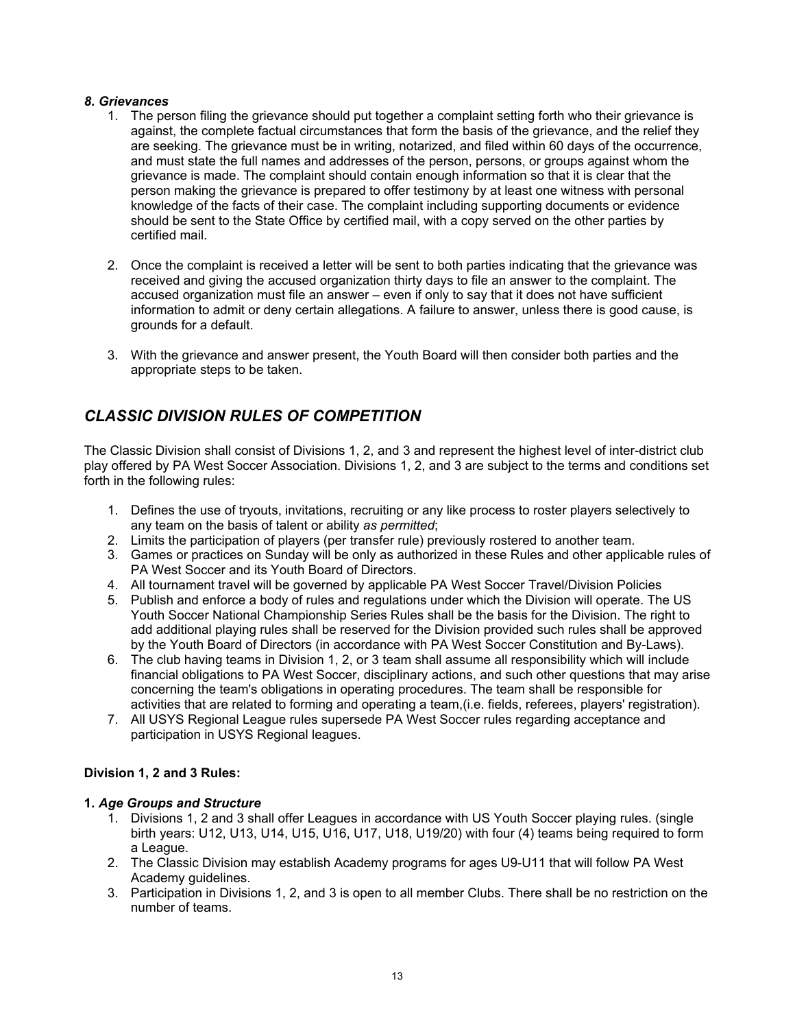### *8. Grievances*

1. The person filing the grievance should put together a complaint setting forth who their grievance is against, the complete factual circumstances that form the basis of the grievance, and the relief they are seeking. The grievance must be in writing, notarized, and filed within 60 days of the occurrence, and must state the full names and addresses of the person, persons, or groups against whom the grievance is made. The complaint should contain enough information so that it is clear that the person making the grievance is prepared to offer testimony by at least one witness with personal knowledge of the facts of their case. The complaint including supporting documents or evidence should be sent to the State Office by certified mail, with a copy served on the other parties by certified mail.

2. Once the complaint is received a letter will be sent to both parties indicating that the grievance was received and giving the accused organization thirty days to file an answer to the complaint. The accused organization must file an answer – even if only to say that it does not have sufficient information to admit or deny certain allegations. A failure to answer, unless there is good cause, is grounds for a default.

3. With the grievance and answer present, the Youth Board will then consider both parties and the appropriate steps to be taken.

## *CLASSIC DIVISION RULES OF COMPETITION*

The Classic Division shall consist of Divisions 1, 2, and 3 and represent the highest level of inter-district club play offered by PA West Soccer Association. Divisions 1, 2, and 3 are subject to the terms and conditions set forth in the following rules:

1. Defines the use of tryouts, invitations, recruiting or any like process to roster players selectively to any team on the basis of talent or ability *as permitted*;
2. Limits the participation of players (per transfer rule) previously rostered to another team.
3. Games or practices on Sunday will be only as authorized in these Rules and other applicable rules of PA West Soccer and its Youth Board of Directors.
4. All tournament travel will be governed by applicable PA West Soccer Travel/Division Policies
5. Publish and enforce a body of rules and regulations under which the Division will operate. The US Youth Soccer National Championship Series Rules shall be the basis for the Division. The right to add additional playing rules shall be reserved for the Division provided such rules shall be approved by the Youth Board of Directors (in accordance with PA West Soccer Constitution and By-Laws).
6. The club having teams in Division 1, 2, or 3 team shall assume all responsibility which will include financial obligations to PA West Soccer, disciplinary actions, and such other questions that may arise concerning the team's obligations in operating procedures. The team shall be responsible for activities that are related to forming and operating a team,(i.e. fields, referees, players' registration).
7. All USYS Regional League rules supersede PA West Soccer rules regarding acceptance and participation in USYS Regional leagues.

**Division 1, 2 and 3 Rules:**

### **1.** *Age Groups and Structure*

1. Divisions 1, 2 and 3 shall offer Leagues in accordance with US Youth Soccer playing rules. (single birth years: U12, U13, U14, U15, U16, U17, U18, U19/20) with four (4) teams being required to form a League.
2. The Classic Division may establish Academy programs for ages U9-U11 that will follow PA West Academy guidelines.
3. Participation in Divisions 1, 2, and 3 is open to all member Clubs. There shall be no restriction on the number of teams.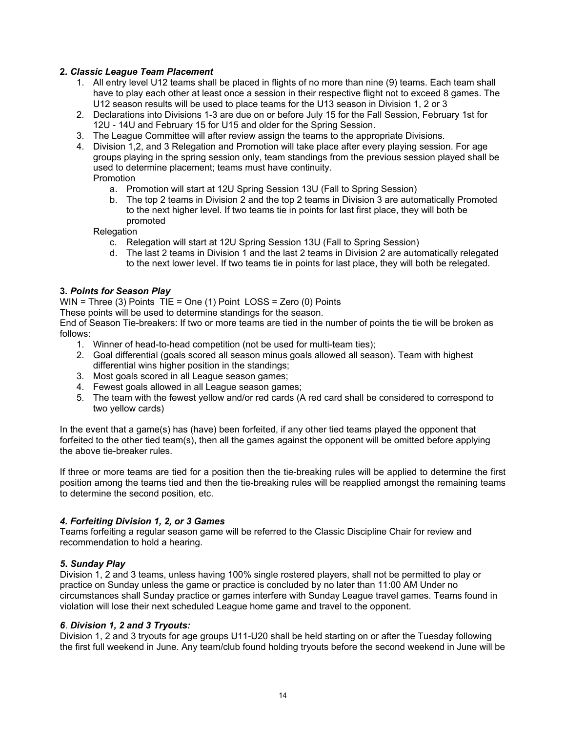**2. *Classic League Team Placement***

1. All entry level U12 teams shall be placed in flights of no more than nine (9) teams. Each team shall have to play each other at least once a session in their respective flight not to exceed 8 games. The U12 season results will be used to place teams for the U13 season in Division 1, 2 or 3
2. Declarations into Divisions 1-3 are due on or before July 15 for the Fall Session, February 1st for 12U - 14U and February 15 for U15 and older for the Spring Session.
3. The League Committee will after review assign the teams to the appropriate Divisions.
4. Division 1,2, and 3 Relegation and Promotion will take place after every playing session. For age groups playing in the spring session only, team standings from the previous session played shall be used to determine placement; teams must have continuity.

   Promotion

   a. Promotion will start at 12U Spring Session 13U (Fall to Spring Session)
   b. The top 2 teams in Division 2 and the top 2 teams in Division 3 are automatically Promoted to the next higher level. If two teams tie in points for last first place, they will both be promoted

   Relegation

   c. Relegation will start at 12U Spring Session 13U (Fall to Spring Session)
   d. The last 2 teams in Division 1 and the last 2 teams in Division 2 are automatically relegated to the next lower level. If two teams tie in points for last place, they will both be relegated.

**3. *Points for Season Play***

WIN = Three (3) Points  TIE = One (1) Point  LOSS = Zero (0) Points

These points will be used to determine standings for the season.

End of Season Tie-breakers: If two or more teams are tied in the number of points the tie will be broken as follows:

1. Winner of head-to-head competition (not be used for multi-team ties);
2. Goal differential (goals scored all season minus goals allowed all season). Team with highest differential wins higher position in the standings;
3. Most goals scored in all League season games;
4. Fewest goals allowed in all League season games;
5. The team with the fewest yellow and/or red cards (A red card shall be considered to correspond to two yellow cards)

In the event that a game(s) has (have) been forfeited, if any other tied teams played the opponent that forfeited to the other tied team(s), then all the games against the opponent will be omitted before applying the above tie-breaker rules.

If three or more teams are tied for a position then the tie-breaking rules will be applied to determine the first position among the teams tied and then the tie-breaking rules will be reapplied amongst the remaining teams to determine the second position, etc.

***4. Forfeiting Division 1, 2, or 3 Games***

Teams forfeiting a regular season game will be referred to the Classic Discipline Chair for review and recommendation to hold a hearing.

***5. Sunday Play***

Division 1, 2 and 3 teams, unless having 100% single rostered players, shall not be permitted to play or practice on Sunday unless the game or practice is concluded by no later than 11:00 AM Under no circumstances shall Sunday practice or games interfere with Sunday League travel games. Teams found in violation will lose their next scheduled League home game and travel to the opponent.

***6. Division 1, 2 and 3 Tryouts:***

Division 1, 2 and 3 tryouts for age groups U11-U20 shall be held starting on or after the Tuesday following the first full weekend in June. Any team/club found holding tryouts before the second weekend in June will be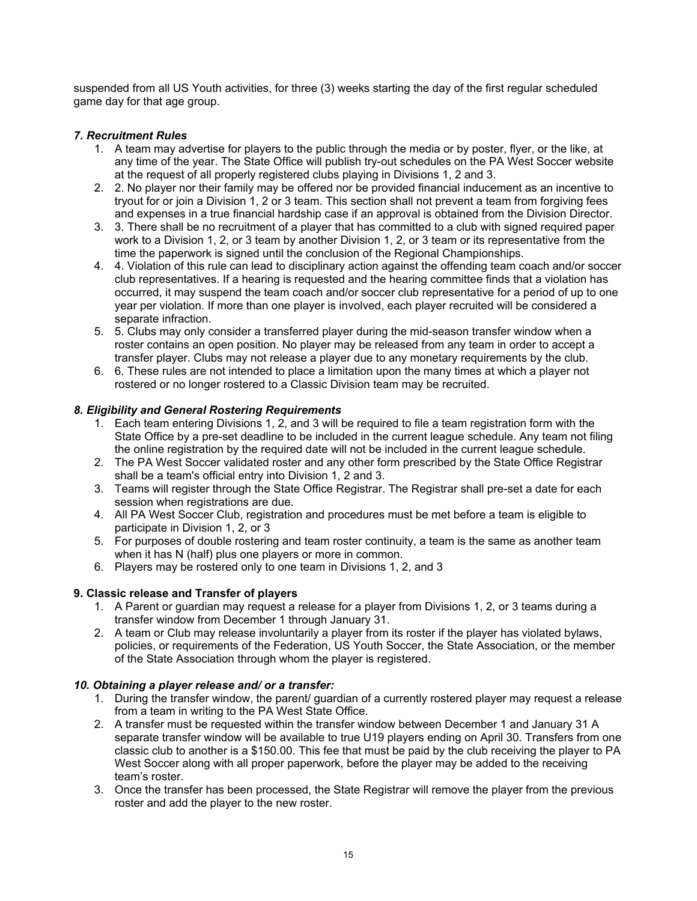suspended from all US Youth activities, for three (3) weeks starting the day of the first regular scheduled game day for that age group.

### *7. Recruitment Rules*

1. A team may advertise for players to the public through the media or by poster, flyer, or the like, at any time of the year. The State Office will publish try-out schedules on the PA West Soccer website at the request of all properly registered clubs playing in Divisions 1, 2 and 3.
2. 2. No player nor their family may be offered nor be provided financial inducement as an incentive to tryout for or join a Division 1, 2 or 3 team. This section shall not prevent a team from forgiving fees and expenses in a true financial hardship case if an approval is obtained from the Division Director.
3. 3. There shall be no recruitment of a player that has committed to a club with signed required paper work to a Division 1, 2, or 3 team by another Division 1, 2, or 3 team or its representative from the time the paperwork is signed until the conclusion of the Regional Championships.
4. 4. Violation of this rule can lead to disciplinary action against the offending team coach and/or soccer club representatives. If a hearing is requested and the hearing committee finds that a violation has occurred, it may suspend the team coach and/or soccer club representative for a period of up to one year per violation. If more than one player is involved, each player recruited will be considered a separate infraction.
5. 5. Clubs may only consider a transferred player during the mid-season transfer window when a roster contains an open position. No player may be released from any team in order to accept a transfer player. Clubs may not release a player due to any monetary requirements by the club.
6. 6. These rules are not intended to place a limitation upon the many times at which a player not rostered or no longer rostered to a Classic Division team may be recruited.

### *8. Eligibility and General Rostering Requirements*

1. Each team entering Divisions 1, 2, and 3 will be required to file a team registration form with the State Office by a pre-set deadline to be included in the current league schedule. Any team not filing the online registration by the required date will not be included in the current league schedule.
2. The PA West Soccer validated roster and any other form prescribed by the State Office Registrar shall be a team's official entry into Division 1, 2 and 3.
3. Teams will register through the State Office Registrar. The Registrar shall pre-set a date for each session when registrations are due.
4. All PA West Soccer Club, registration and procedures must be met before a team is eligible to participate in Division 1, 2, or 3
5. For purposes of double rostering and team roster continuity, a team is the same as another team when it has N (half) plus one players or more in common.
6. Players may be rostered only to one team in Divisions 1, 2, and 3

### 9. Classic release and Transfer of players

1. A Parent or guardian may request a release for a player from Divisions 1, 2, or 3 teams during a transfer window from December 1 through January 31.
2. A team or Club may release involuntarily a player from its roster if the player has violated bylaws, policies, or requirements of the Federation, US Youth Soccer, the State Association, or the member of the State Association through whom the player is registered.

### *10. Obtaining a player release and/ or a transfer:*

1. During the transfer window, the parent/ guardian of a currently rostered player may request a release from a team in writing to the PA West State Office.
2. A transfer must be requested within the transfer window between December 1 and January 31 A separate transfer window will be available to true U19 players ending on April 30. Transfers from one classic club to another is a $150.00. This fee that must be paid by the club receiving the player to PA West Soccer along with all proper paperwork, before the player may be added to the receiving team's roster.
3. Once the transfer has been processed, the State Registrar will remove the player from the previous roster and add the player to the new roster.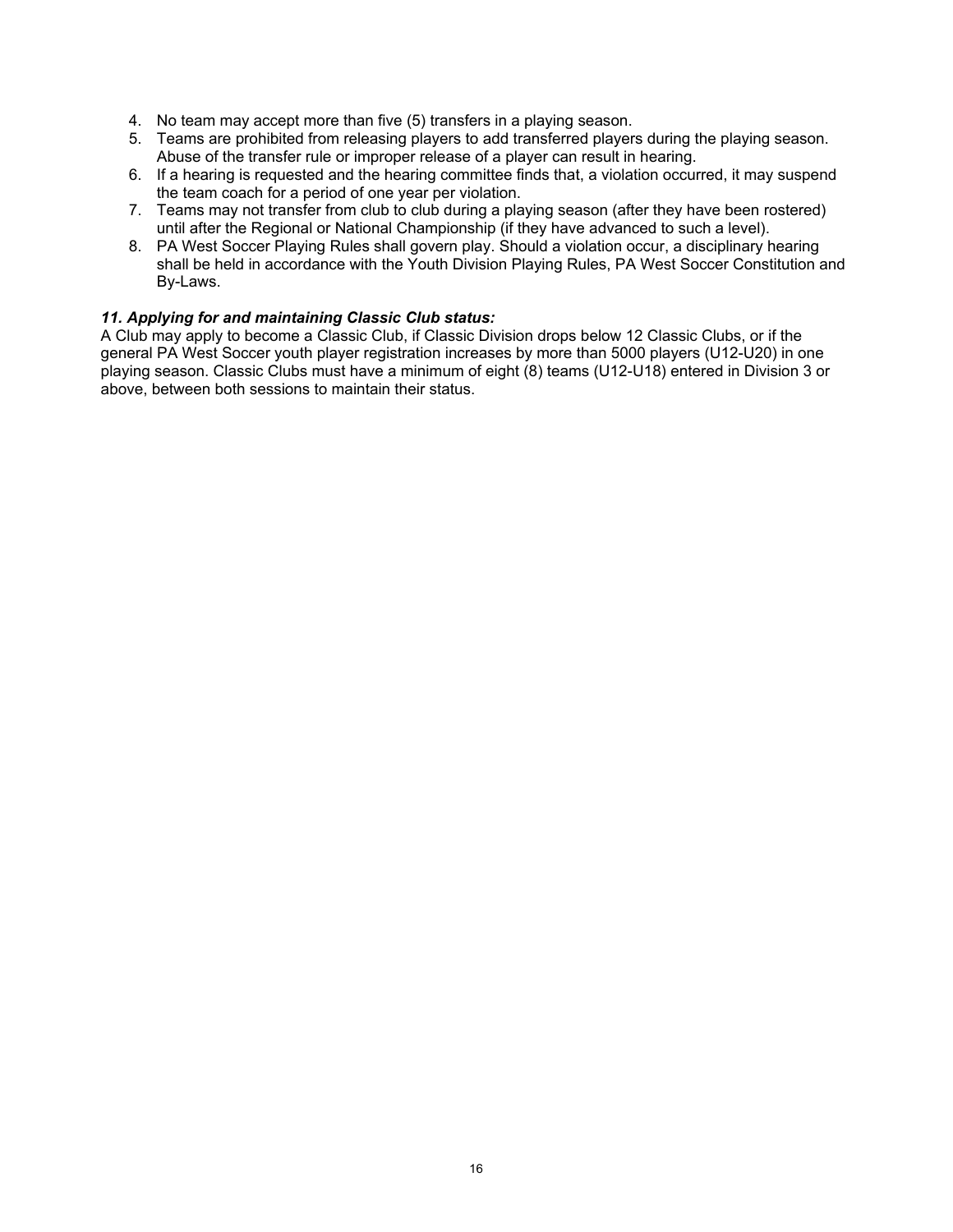4. No team may accept more than five (5) transfers in a playing season.
5. Teams are prohibited from releasing players to add transferred players during the playing season. Abuse of the transfer rule or improper release of a player can result in hearing.
6. If a hearing is requested and the hearing committee finds that, a violation occurred, it may suspend the team coach for a period of one year per violation.
7. Teams may not transfer from club to club during a playing season (after they have been rostered) until after the Regional or National Championship (if they have advanced to such a level).
8. PA West Soccer Playing Rules shall govern play. Should a violation occur, a disciplinary hearing shall be held in accordance with the Youth Division Playing Rules, PA West Soccer Constitution and By-Laws.

***11. Applying for and maintaining Classic Club status:***

A Club may apply to become a Classic Club, if Classic Division drops below 12 Classic Clubs, or if the general PA West Soccer youth player registration increases by more than 5000 players (U12-U20) in one playing season. Classic Clubs must have a minimum of eight (8) teams (U12-U18) entered in Division 3 or above, between both sessions to maintain their status.